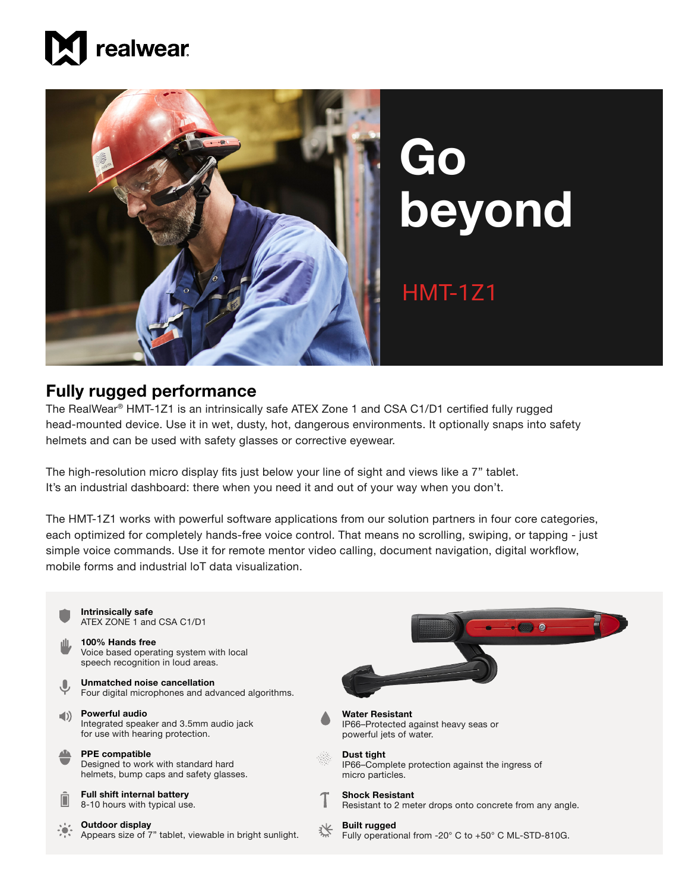realwear

# Go beyond

HMT-1Z1

## Fully rugged performance

The RealWear® HMT-1Z1 is an intrinsically safe ATEX Zone 1 and CSA C1/D1 certified fully rugged head-mounted device. Use it in wet, dusty, hot, dangerous environments. It optionally snaps into safety helmets and can be used with safety glasses or corrective eyewear.

The high-resolution micro display fits just below your line of sight and views like a 7" tablet. It's an industrial dashboard: there when you need it and out of your way when you don't.

The HMT-1Z1 works with powerful software applications from our solution partners in four core categories, each optimized for completely hands-free voice control. That means no scrolling, swiping, or tapping - just simple voice commands. Use it for remote mentor video calling, document navigation, digital workflow, mobile forms and industrial IoT data visualization.

**Intrinsically safe**
ATEX ZONE 1 and CSA C1/D1

**100% Hands free**
Voice based operating system with local speech recognition in loud areas.

**Unmatched noise cancellation**
Four digital microphones and advanced algorithms.

**Powerful audio**
Integrated speaker and 3.5mm audio jack for use with hearing protection.

**PPE compatible**
Designed to work with standard hard helmets, bump caps and safety glasses.

**Full shift internal battery**
8-10 hours with typical use.

**Outdoor display**
Appears size of 7" tablet, viewable in bright sunlight.

**Water Resistant**
IP66–Protected against heavy seas or powerful jets of water.

**Dust tight**
IP66–Complete protection against the ingress of micro particles.

**Shock Resistant**
Resistant to 2 meter drops onto concrete from any angle.

**Built rugged**
Fully operational from -20° C to +50° C ML-STD-810G.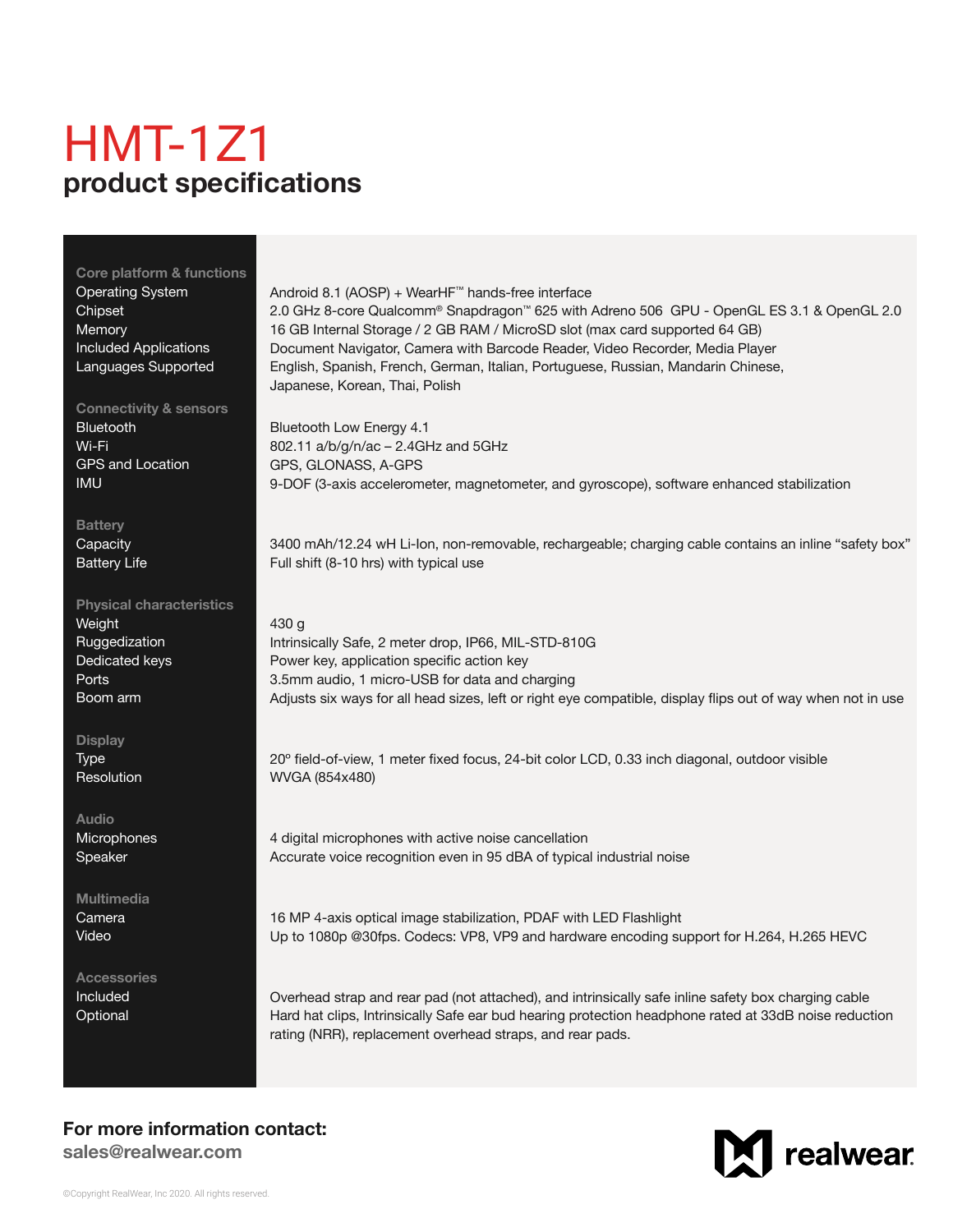# HMT-1Z1

## product specifications

| | |
|---|---|
| **Core platform & functions** | |
| Operating System | Android 8.1 (AOSP) + WearHF™ hands-free interface |
| Chipset | 2.0 GHz 8-core Qualcomm® Snapdragon™ 625 with Adreno 506 GPU - OpenGL ES 3.1 & OpenGL 2.0 |
| Memory | 16 GB Internal Storage / 2 GB RAM / MicroSD slot (max card supported 64 GB) |
| Included Applications | Document Navigator, Camera with Barcode Reader, Video Recorder, Media Player |
| Languages Supported | English, Spanish, French, German, Italian, Portuguese, Russian, Mandarin Chinese, Japanese, Korean, Thai, Polish |
| **Connectivity & sensors** | |
| Bluetooth | Bluetooth Low Energy 4.1 |
| Wi-Fi | 802.11 a/b/g/n/ac – 2.4GHz and 5GHz |
| GPS and Location | GPS, GLONASS, A-GPS |
| IMU | 9-DOF (3-axis accelerometer, magnetometer, and gyroscope), software enhanced stabilization |
| **Battery** | |
| Capacity | 3400 mAh/12.24 wH Li-Ion, non-removable, rechargeable; charging cable contains an inline “safety box” |
| Battery Life | Full shift (8-10 hrs) with typical use |
| **Physical characteristics** | |
| Weight | 430 g |
| Ruggedization | Intrinsically Safe, 2 meter drop, IP66, MIL-STD-810G |
| Dedicated keys | Power key, application specific action key |
| Ports | 3.5mm audio, 1 micro-USB for data and charging |
| Boom arm | Adjusts six ways for all head sizes, left or right eye compatible, display flips out of way when not in use |
| **Display** | |
| Type | 20º field-of-view, 1 meter fixed focus, 24-bit color LCD, 0.33 inch diagonal, outdoor visible |
| Resolution | WVGA (854x480) |
| **Audio** | |
| Microphones | 4 digital microphones with active noise cancellation |
| Speaker | Accurate voice recognition even in 95 dBA of typical industrial noise |
| **Multimedia** | |
| Camera | 16 MP 4-axis optical image stabilization, PDAF with LED Flashlight |
| Video | Up to 1080p @30fps. Codecs: VP8, VP9 and hardware encoding support for H.264, H.265 HEVC |
| **Accessories** | |
| Included | Overhead strap and rear pad (not attached), and intrinsically safe inline safety box charging cable |
| Optional | Hard hat clips, Intrinsically Safe ear bud hearing protection headphone rated at 33dB noise reduction rating (NRR), replacement overhead straps, and rear pads. |

**For more information contact:**

**sales@realwear.com**

realwear

©Copyright RealWear, Inc 2020. All rights reserved.